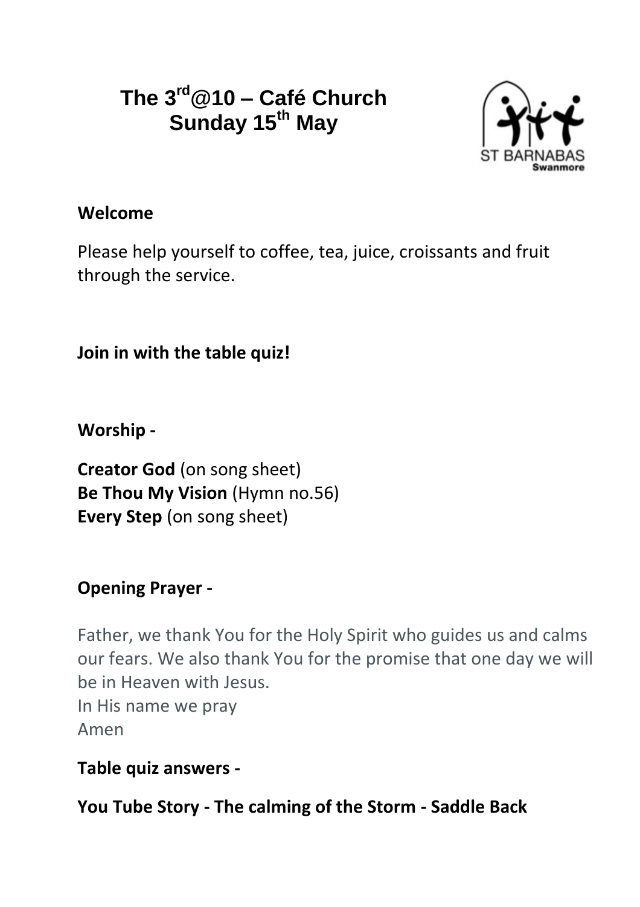# The 3rd@10 – Café Church
## Sunday 15th May

ST BARNABAS
Swanmore

**Welcome**

Please help yourself to coffee, tea, juice, croissants and fruit through the service.

**Join in with the table quiz!**

**Worship -**

**Creator God** (on song sheet)
**Be Thou My Vision** (Hymn no.56)
**Every Step** (on song sheet)

**Opening Prayer -**

Father, we thank You for the Holy Spirit who guides us and calms our fears. We also thank You for the promise that one day we will be in Heaven with Jesus.
In His name we pray
Amen

**Table quiz answers -**

**You Tube Story - The calming of the Storm - Saddle Back**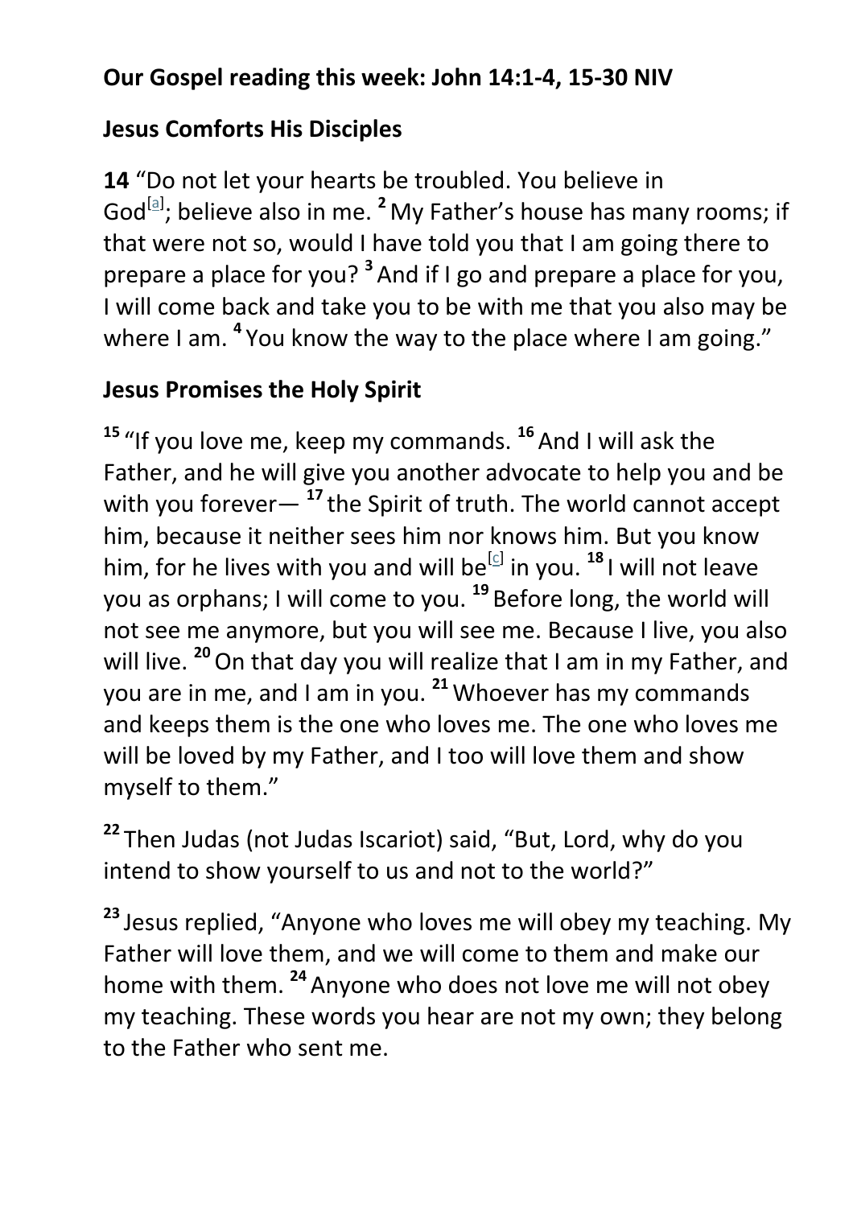**Our Gospel reading this week: John 14:1-4, 15-30 NIV**

**Jesus Comforts His Disciples**

**14** “Do not let your hearts be troubled. You believe in God[a]; believe also in me. **2** My Father’s house has many rooms; if that were not so, would I have told you that I am going there to prepare a place for you? **3** And if I go and prepare a place for you, I will come back and take you to be with me that you also may be where I am. **4** You know the way to the place where I am going.”

**Jesus Promises the Holy Spirit**

**15** “If you love me, keep my commands. **16** And I will ask the Father, and he will give you another advocate to help you and be with you forever— **17** the Spirit of truth. The world cannot accept him, because it neither sees him nor knows him. But you know him, for he lives with you and will be[c] in you. **18** I will not leave you as orphans; I will come to you. **19** Before long, the world will not see me anymore, but you will see me. Because I live, you also will live. **20** On that day you will realize that I am in my Father, and you are in me, and I am in you. **21** Whoever has my commands and keeps them is the one who loves me. The one who loves me will be loved by my Father, and I too will love them and show myself to them.”

**22** Then Judas (not Judas Iscariot) said, “But, Lord, why do you intend to show yourself to us and not to the world?”

**23** Jesus replied, “Anyone who loves me will obey my teaching. My Father will love them, and we will come to them and make our home with them. **24** Anyone who does not love me will not obey my teaching. These words you hear are not my own; they belong to the Father who sent me.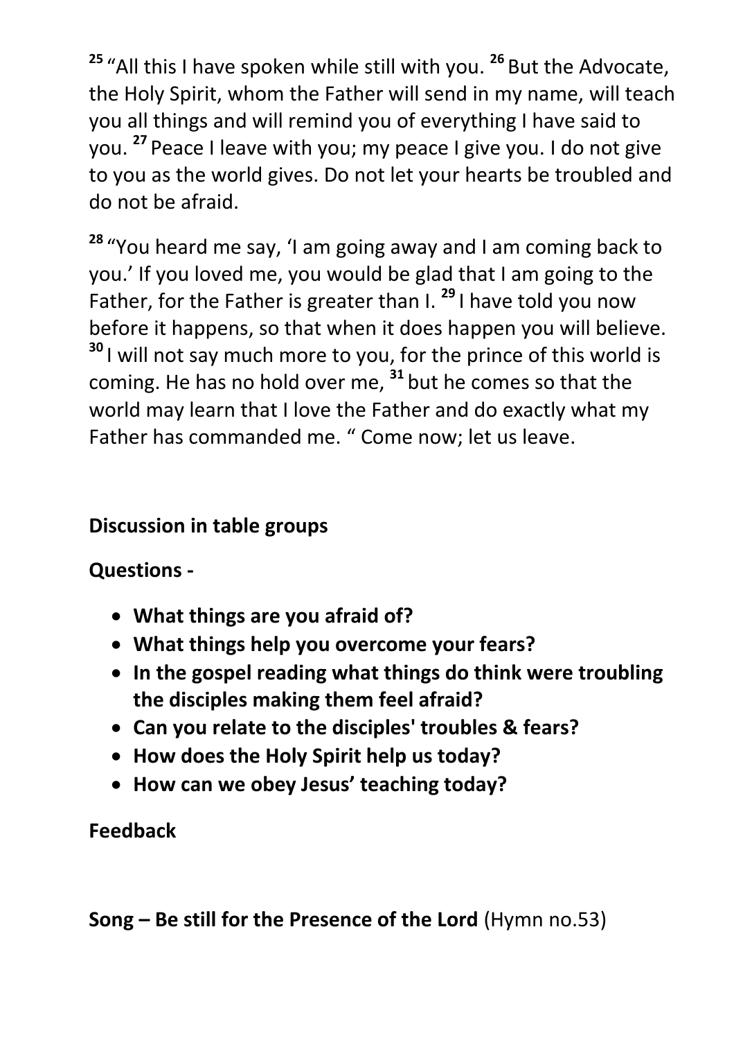[25] "All this I have spoken while still with you. [26] But the Advocate, the Holy Spirit, whom the Father will send in my name, will teach you all things and will remind you of everything I have said to you. [27] Peace I leave with you; my peace I give you. I do not give to you as the world gives. Do not let your hearts be troubled and do not be afraid.

[28] "You heard me say, 'I am going away and I am coming back to you.' If you loved me, you would be glad that I am going to the Father, for the Father is greater than I. [29] I have told you now before it happens, so that when it does happen you will believe. [30] I will not say much more to you, for the prince of this world is coming. He has no hold over me, [31] but he comes so that the world may learn that I love the Father and do exactly what my Father has commanded me. " Come now; let us leave.

**Discussion in table groups**

**Questions -**

- **What things are you afraid of?**
- **What things help you overcome your fears?**
- **In the gospel reading what things do think were troubling the disciples making them feel afraid?**
- **Can you relate to the disciples' troubles & fears?**
- **How does the Holy Spirit help us today?**
- **How can we obey Jesus' teaching today?**

**Feedback**

**Song – Be still for the Presence of the Lord** (Hymn no.53)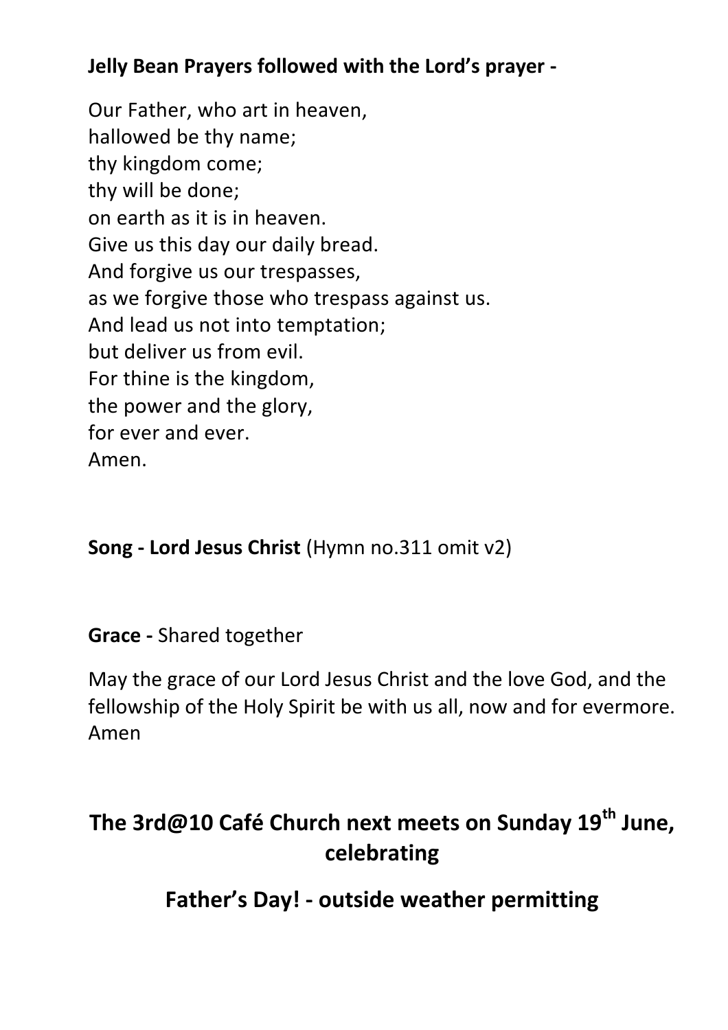**Jelly Bean Prayers followed with the Lord's prayer -**

Our Father, who art in heaven,
hallowed be thy name;
thy kingdom come;
thy will be done;
on earth as it is in heaven.
Give us this day our daily bread.
And forgive us our trespasses,
as we forgive those who trespass against us.
And lead us not into temptation;
but deliver us from evil.
For thine is the kingdom,
the power and the glory,
for ever and ever.
Amen.

**Song - Lord Jesus Christ** (Hymn no.311 omit v2)

**Grace -** Shared together

May the grace of our Lord Jesus Christ and the love God, and the fellowship of the Holy Spirit be with us all, now and for evermore. Amen

## The 3rd@10 Café Church next meets on Sunday 19th June, celebrating

## Father's Day! - outside weather permitting